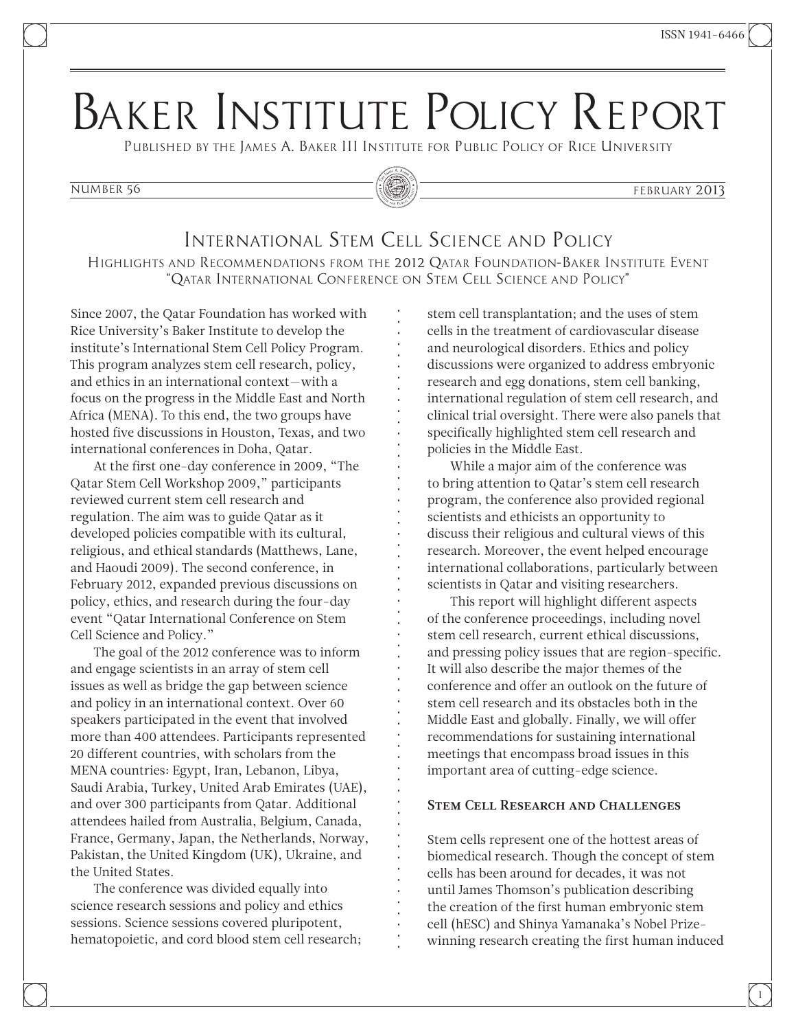# Baker Institute Policy Report

Published by the James A. Baker III Institute for Public Policy of Rice University

Number 56 — February 2013

## International Stem Cell Science and Policy

### Highlights and Recommendations from the 2012 Qatar Foundation-Baker Institute Event "Qatar International Conference on Stem Cell Science and Policy"

Since 2007, the Qatar Foundation has worked with Rice University's Baker Institute to develop the institute's International Stem Cell Policy Program. This program analyzes stem cell research, policy, and ethics in an international context—with a focus on the progress in the Middle East and North Africa (MENA). To this end, the two groups have hosted five discussions in Houston, Texas, and two international conferences in Doha, Qatar.

At the first one-day conference in 2009, "The Qatar Stem Cell Workshop 2009," participants reviewed current stem cell research and regulation. The aim was to guide Qatar as it developed policies compatible with its cultural, religious, and ethical standards (Matthews, Lane, and Haoudi 2009). The second conference, in February 2012, expanded previous discussions on policy, ethics, and research during the four-day event "Qatar International Conference on Stem Cell Science and Policy."

The goal of the 2012 conference was to inform and engage scientists in an array of stem cell issues as well as bridge the gap between science and policy in an international context. Over 60 speakers participated in the event that involved more than 400 attendees. Participants represented 20 different countries, with scholars from the MENA countries: Egypt, Iran, Lebanon, Libya, Saudi Arabia, Turkey, United Arab Emirates (UAE), and over 300 participants from Qatar. Additional attendees hailed from Australia, Belgium, Canada, France, Germany, Japan, the Netherlands, Norway, Pakistan, the United Kingdom (UK), Ukraine, and the United States.

The conference was divided equally into science research sessions and policy and ethics sessions. Science sessions covered pluripotent, hematopoietic, and cord blood stem cell research; stem cell transplantation; and the uses of stem cells in the treatment of cardiovascular disease and neurological disorders. Ethics and policy discussions were organized to address embryonic research and egg donations, stem cell banking, international regulation of stem cell research, and clinical trial oversight. There were also panels that specifically highlighted stem cell research and policies in the Middle East.

While a major aim of the conference was to bring attention to Qatar's stem cell research program, the conference also provided regional scientists and ethicists an opportunity to discuss their religious and cultural views of this research. Moreover, the event helped encourage international collaborations, particularly between scientists in Qatar and visiting researchers.

This report will highlight different aspects of the conference proceedings, including novel stem cell research, current ethical discussions, and pressing policy issues that are region-specific. It will also describe the major themes of the conference and offer an outlook on the future of stem cell research and its obstacles both in the Middle East and globally. Finally, we will offer recommendations for sustaining international meetings that encompass broad issues in this important area of cutting-edge science.

#### Stem Cell Research and Challenges

Stem cells represent one of the hottest areas of biomedical research. Though the concept of stem cells has been around for decades, it was not until James Thomson's publication describing the creation of the first human embryonic stem cell (hESC) and Shinya Yamanaka's Nobel Prize-winning research creating the first human induced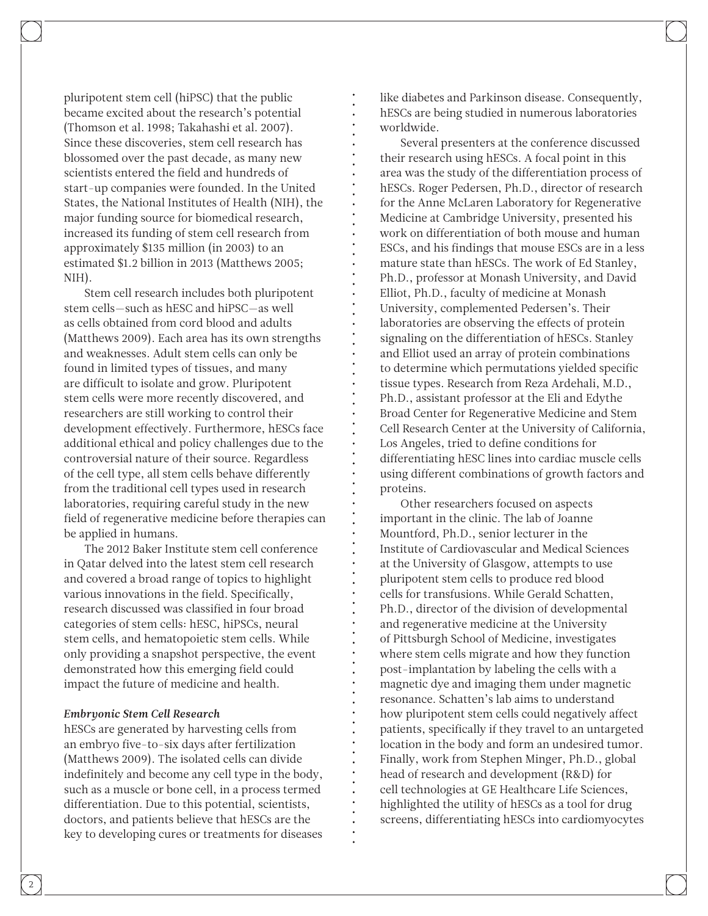pluripotent stem cell (hiPSC) that the public became excited about the research's potential (Thomson et al. 1998; Takahashi et al. 2007). Since these discoveries, stem cell research has blossomed over the past decade, as many new scientists entered the field and hundreds of start-up companies were founded. In the United States, the National Institutes of Health (NIH), the major funding source for biomedical research, increased its funding of stem cell research from approximately $135 million (in 2003) to an estimated $1.2 billion in 2013 (Matthews 2005; NIH).

Stem cell research includes both pluripotent stem cells—such as hESC and hiPSC—as well as cells obtained from cord blood and adults (Matthews 2009). Each area has its own strengths and weaknesses. Adult stem cells can only be found in limited types of tissues, and many are difficult to isolate and grow. Pluripotent stem cells were more recently discovered, and researchers are still working to control their development effectively. Furthermore, hESCs face additional ethical and policy challenges due to the controversial nature of their source. Regardless of the cell type, all stem cells behave differently from the traditional cell types used in research laboratories, requiring careful study in the new field of regenerative medicine before therapies can be applied in humans.

The 2012 Baker Institute stem cell conference in Qatar delved into the latest stem cell research and covered a broad range of topics to highlight various innovations in the field. Specifically, research discussed was classified in four broad categories of stem cells: hESC, hiPSCs, neural stem cells, and hematopoietic stem cells. While only providing a snapshot perspective, the event demonstrated how this emerging field could impact the future of medicine and health.

***Embryonic Stem Cell Research***

hESCs are generated by harvesting cells from an embryo five-to-six days after fertilization (Matthews 2009). The isolated cells can divide indefinitely and become any cell type in the body, such as a muscle or bone cell, in a process termed differentiation. Due to this potential, scientists, doctors, and patients believe that hESCs are the key to developing cures or treatments for diseases like diabetes and Parkinson disease. Consequently, hESCs are being studied in numerous laboratories worldwide.

Several presenters at the conference discussed their research using hESCs. A focal point in this area was the study of the differentiation process of hESCs. Roger Pedersen, Ph.D., director of research for the Anne McLaren Laboratory for Regenerative Medicine at Cambridge University, presented his work on differentiation of both mouse and human ESCs, and his findings that mouse ESCs are in a less mature state than hESCs. The work of Ed Stanley, Ph.D., professor at Monash University, and David Elliot, Ph.D., faculty of medicine at Monash University, complemented Pedersen's. Their laboratories are observing the effects of protein signaling on the differentiation of hESCs. Stanley and Elliot used an array of protein combinations to determine which permutations yielded specific tissue types. Research from Reza Ardehali, M.D., Ph.D., assistant professor at the Eli and Edythe Broad Center for Regenerative Medicine and Stem Cell Research Center at the University of California, Los Angeles, tried to define conditions for differentiating hESC lines into cardiac muscle cells using different combinations of growth factors and proteins.

Other researchers focused on aspects important in the clinic. The lab of Joanne Mountford, Ph.D., senior lecturer in the Institute of Cardiovascular and Medical Sciences at the University of Glasgow, attempts to use pluripotent stem cells to produce red blood cells for transfusions. While Gerald Schatten, Ph.D., director of the division of developmental and regenerative medicine at the University of Pittsburgh School of Medicine, investigates where stem cells migrate and how they function post-implantation by labeling the cells with a magnetic dye and imaging them under magnetic resonance. Schatten's lab aims to understand how pluripotent stem cells could negatively affect patients, specifically if they travel to an untargeted location in the body and form an undesired tumor. Finally, work from Stephen Minger, Ph.D., global head of research and development (R&D) for cell technologies at GE Healthcare Life Sciences, highlighted the utility of hESCs as a tool for drug screens, differentiating hESCs into cardiomyocytes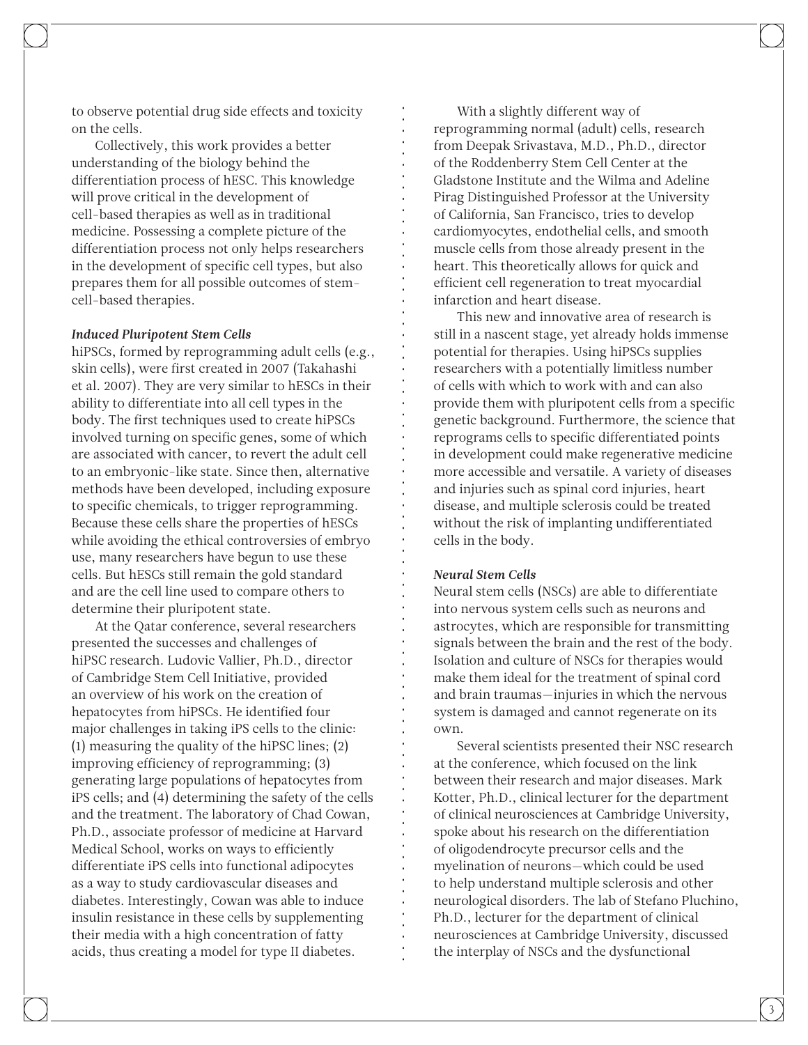to observe potential drug side effects and toxicity on the cells.

Collectively, this work provides a better understanding of the biology behind the differentiation process of hESC. This knowledge will prove critical in the development of cell-based therapies as well as in traditional medicine. Possessing a complete picture of the differentiation process not only helps researchers in the development of specific cell types, but also prepares them for all possible outcomes of stem-cell-based therapies.

### *Induced Pluripotent Stem Cells*

hiPSCs, formed by reprogramming adult cells (e.g., skin cells), were first created in 2007 (Takahashi et al. 2007). They are very similar to hESCs in their ability to differentiate into all cell types in the body. The first techniques used to create hiPSCs involved turning on specific genes, some of which are associated with cancer, to revert the adult cell to an embryonic-like state. Since then, alternative methods have been developed, including exposure to specific chemicals, to trigger reprogramming. Because these cells share the properties of hESCs while avoiding the ethical controversies of embryo use, many researchers have begun to use these cells. But hESCs still remain the gold standard and are the cell line used to compare others to determine their pluripotent state.

At the Qatar conference, several researchers presented the successes and challenges of hiPSC research. Ludovic Vallier, Ph.D., director of Cambridge Stem Cell Initiative, provided an overview of his work on the creation of hepatocytes from hiPSCs. He identified four major challenges in taking iPS cells to the clinic: (1) measuring the quality of the hiPSC lines; (2) improving efficiency of reprogramming; (3) generating large populations of hepatocytes from iPS cells; and (4) determining the safety of the cells and the treatment. The laboratory of Chad Cowan, Ph.D., associate professor of medicine at Harvard Medical School, works on ways to efficiently differentiate iPS cells into functional adipocytes as a way to study cardiovascular diseases and diabetes. Interestingly, Cowan was able to induce insulin resistance in these cells by supplementing their media with a high concentration of fatty acids, thus creating a model for type II diabetes.

With a slightly different way of reprogramming normal (adult) cells, research from Deepak Srivastava, M.D., Ph.D., director of the Roddenberry Stem Cell Center at the Gladstone Institute and the Wilma and Adeline Pirag Distinguished Professor at the University of California, San Francisco, tries to develop cardiomyocytes, endothelial cells, and smooth muscle cells from those already present in the heart. This theoretically allows for quick and efficient cell regeneration to treat myocardial infarction and heart disease.

This new and innovative area of research is still in a nascent stage, yet already holds immense potential for therapies. Using hiPSCs supplies researchers with a potentially limitless number of cells with which to work with and can also provide them with pluripotent cells from a specific genetic background. Furthermore, the science that reprograms cells to specific differentiated points in development could make regenerative medicine more accessible and versatile. A variety of diseases and injuries such as spinal cord injuries, heart disease, and multiple sclerosis could be treated without the risk of implanting undifferentiated cells in the body.

### *Neural Stem Cells*

Neural stem cells (NSCs) are able to differentiate into nervous system cells such as neurons and astrocytes, which are responsible for transmitting signals between the brain and the rest of the body. Isolation and culture of NSCs for therapies would make them ideal for the treatment of spinal cord and brain traumas—injuries in which the nervous system is damaged and cannot regenerate on its own.

Several scientists presented their NSC research at the conference, which focused on the link between their research and major diseases. Mark Kotter, Ph.D., clinical lecturer for the department of clinical neurosciences at Cambridge University, spoke about his research on the differentiation of oligodendrocyte precursor cells and the myelination of neurons—which could be used to help understand multiple sclerosis and other neurological disorders. The lab of Stefano Pluchino, Ph.D., lecturer for the department of clinical neurosciences at Cambridge University, discussed the interplay of NSCs and the dysfunctional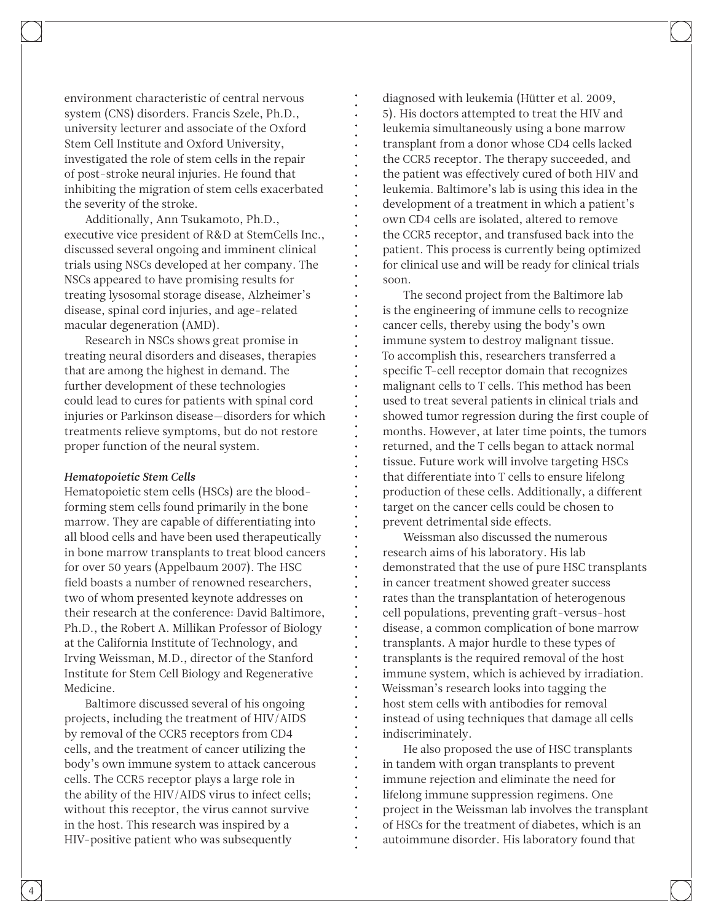environment characteristic of central nervous system (CNS) disorders. Francis Szele, Ph.D., university lecturer and associate of the Oxford Stem Cell Institute and Oxford University, investigated the role of stem cells in the repair of post-stroke neural injuries. He found that inhibiting the migration of stem cells exacerbated the severity of the stroke.

Additionally, Ann Tsukamoto, Ph.D., executive vice president of R&D at StemCells Inc., discussed several ongoing and imminent clinical trials using NSCs developed at her company. The NSCs appeared to have promising results for treating lysosomal storage disease, Alzheimer's disease, spinal cord injuries, and age-related macular degeneration (AMD).

Research in NSCs shows great promise in treating neural disorders and diseases, therapies that are among the highest in demand. The further development of these technologies could lead to cures for patients with spinal cord injuries or Parkinson disease—disorders for which treatments relieve symptoms, but do not restore proper function of the neural system.

***Hematopoietic Stem Cells***

Hematopoietic stem cells (HSCs) are the blood-forming stem cells found primarily in the bone marrow. They are capable of differentiating into all blood cells and have been used therapeutically in bone marrow transplants to treat blood cancers for over 50 years (Appelbaum 2007). The HSC field boasts a number of renowned researchers, two of whom presented keynote addresses on their research at the conference: David Baltimore, Ph.D., the Robert A. Millikan Professor of Biology at the California Institute of Technology, and Irving Weissman, M.D., director of the Stanford Institute for Stem Cell Biology and Regenerative Medicine.

Baltimore discussed several of his ongoing projects, including the treatment of HIV/AIDS by removal of the CCR5 receptors from CD4 cells, and the treatment of cancer utilizing the body's own immune system to attack cancerous cells. The CCR5 receptor plays a large role in the ability of the HIV/AIDS virus to infect cells; without this receptor, the virus cannot survive in the host. This research was inspired by a HIV-positive patient who was subsequently diagnosed with leukemia (Hütter et al. 2009, 5). His doctors attempted to treat the HIV and leukemia simultaneously using a bone marrow transplant from a donor whose CD4 cells lacked the CCR5 receptor. The therapy succeeded, and the patient was effectively cured of both HIV and leukemia. Baltimore's lab is using this idea in the development of a treatment in which a patient's own CD4 cells are isolated, altered to remove the CCR5 receptor, and transfused back into the patient. This process is currently being optimized for clinical use and will be ready for clinical trials soon.

The second project from the Baltimore lab is the engineering of immune cells to recognize cancer cells, thereby using the body's own immune system to destroy malignant tissue. To accomplish this, researchers transferred a specific T-cell receptor domain that recognizes malignant cells to T cells. This method has been used to treat several patients in clinical trials and showed tumor regression during the first couple of months. However, at later time points, the tumors returned, and the T cells began to attack normal tissue. Future work will involve targeting HSCs that differentiate into T cells to ensure lifelong production of these cells. Additionally, a different target on the cancer cells could be chosen to prevent detrimental side effects.

Weissman also discussed the numerous research aims of his laboratory. His lab demonstrated that the use of pure HSC transplants in cancer treatment showed greater success rates than the transplantation of heterogenous cell populations, preventing graft-versus-host disease, a common complication of bone marrow transplants. A major hurdle to these types of transplants is the required removal of the host immune system, which is achieved by irradiation. Weissman's research looks into tagging the host stem cells with antibodies for removal instead of using techniques that damage all cells indiscriminately.

He also proposed the use of HSC transplants in tandem with organ transplants to prevent immune rejection and eliminate the need for lifelong immune suppression regimens. One project in the Weissman lab involves the transplant of HSCs for the treatment of diabetes, which is an autoimmune disorder. His laboratory found that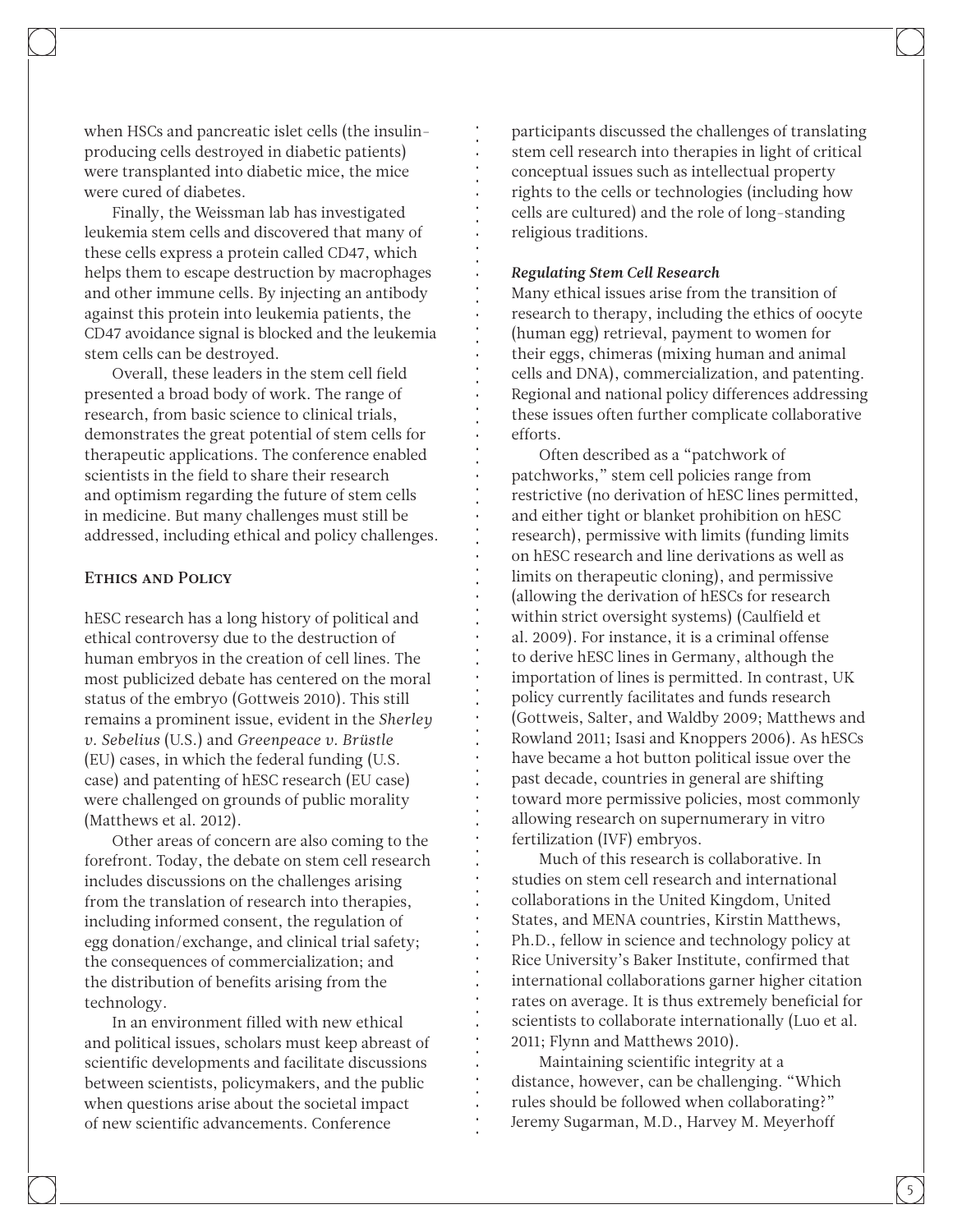when HSCs and pancreatic islet cells (the insulin-producing cells destroyed in diabetic patients) were transplanted into diabetic mice, the mice were cured of diabetes.

Finally, the Weissman lab has investigated leukemia stem cells and discovered that many of these cells express a protein called CD47, which helps them to escape destruction by macrophages and other immune cells. By injecting an antibody against this protein into leukemia patients, the CD47 avoidance signal is blocked and the leukemia stem cells can be destroyed.

Overall, these leaders in the stem cell field presented a broad body of work. The range of research, from basic science to clinical trials, demonstrates the great potential of stem cells for therapeutic applications. The conference enabled scientists in the field to share their research and optimism regarding the future of stem cells in medicine. But many challenges must still be addressed, including ethical and policy challenges.

## Ethics and Policy

hESC research has a long history of political and ethical controversy due to the destruction of human embryos in the creation of cell lines. The most publicized debate has centered on the moral status of the embryo (Gottweis 2010). This still remains a prominent issue, evident in the *Sherley v. Sebelius* (U.S.) and *Greenpeace v. Brüstle* (EU) cases, in which the federal funding (U.S. case) and patenting of hESC research (EU case) were challenged on grounds of public morality (Matthews et al. 2012).

Other areas of concern are also coming to the forefront. Today, the debate on stem cell research includes discussions on the challenges arising from the translation of research into therapies, including informed consent, the regulation of egg donation/exchange, and clinical trial safety; the consequences of commercialization; and the distribution of benefits arising from the technology.

In an environment filled with new ethical and political issues, scholars must keep abreast of scientific developments and facilitate discussions between scientists, policymakers, and the public when questions arise about the societal impact of new scientific advancements. Conference participants discussed the challenges of translating stem cell research into therapies in light of critical conceptual issues such as intellectual property rights to the cells or technologies (including how cells are cultured) and the role of long-standing religious traditions.

### *Regulating Stem Cell Research*

Many ethical issues arise from the transition of research to therapy, including the ethics of oocyte (human egg) retrieval, payment to women for their eggs, chimeras (mixing human and animal cells and DNA), commercialization, and patenting. Regional and national policy differences addressing these issues often further complicate collaborative efforts.

Often described as a "patchwork of patchworks," stem cell policies range from restrictive (no derivation of hESC lines permitted, and either tight or blanket prohibition on hESC research), permissive with limits (funding limits on hESC research and line derivations as well as limits on therapeutic cloning), and permissive (allowing the derivation of hESCs for research within strict oversight systems) (Caulfield et al. 2009). For instance, it is a criminal offense to derive hESC lines in Germany, although the importation of lines is permitted. In contrast, UK policy currently facilitates and funds research (Gottweis, Salter, and Waldby 2009; Matthews and Rowland 2011; Isasi and Knoppers 2006). As hESCs have became a hot button political issue over the past decade, countries in general are shifting toward more permissive policies, most commonly allowing research on supernumerary in vitro fertilization (IVF) embryos.

Much of this research is collaborative. In studies on stem cell research and international collaborations in the United Kingdom, United States, and MENA countries, Kirstin Matthews, Ph.D., fellow in science and technology policy at Rice University's Baker Institute, confirmed that international collaborations garner higher citation rates on average. It is thus extremely beneficial for scientists to collaborate internationally (Luo et al. 2011; Flynn and Matthews 2010).

Maintaining scientific integrity at a distance, however, can be challenging. "Which rules should be followed when collaborating?" Jeremy Sugarman, M.D., Harvey M. Meyerhoff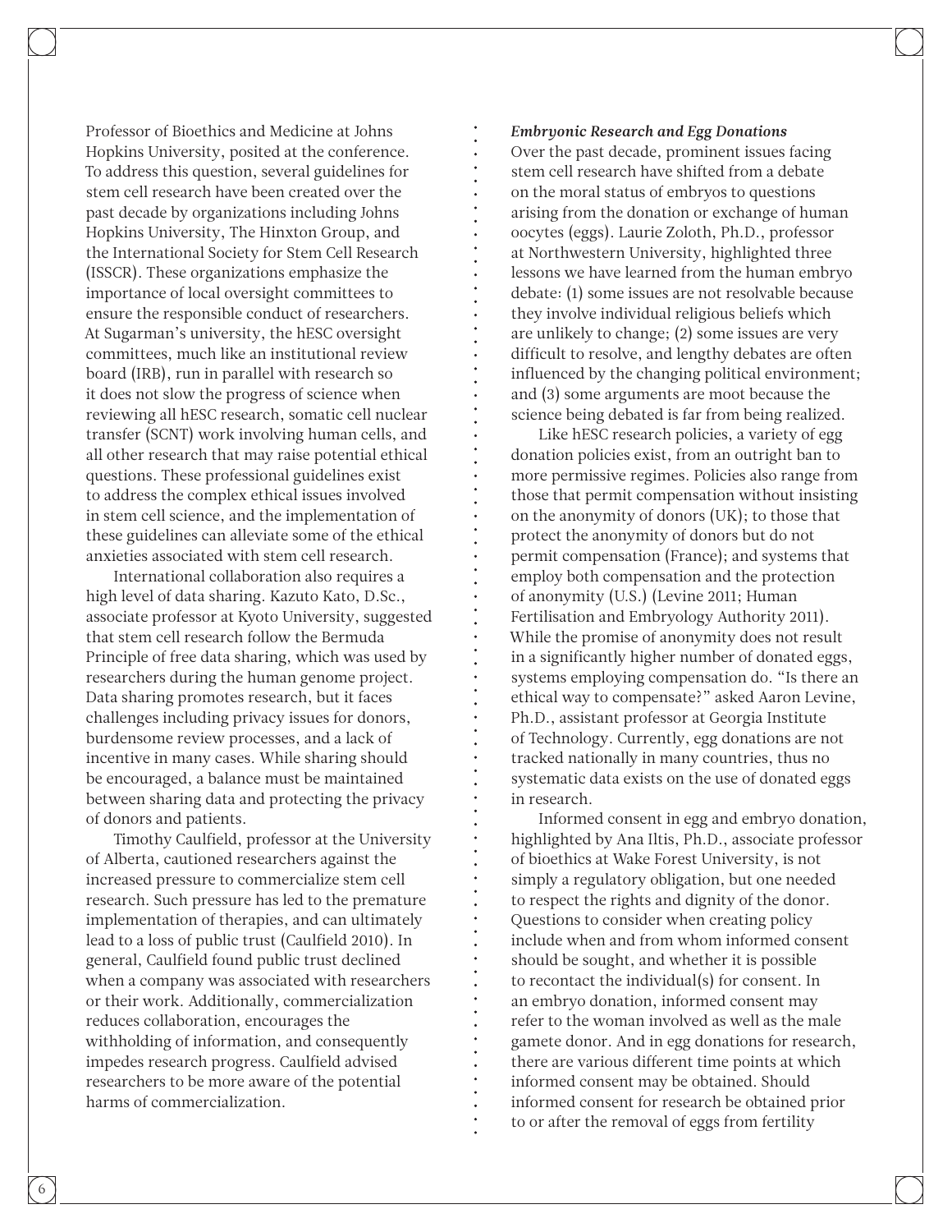Professor of Bioethics and Medicine at Johns Hopkins University, posited at the conference. To address this question, several guidelines for stem cell research have been created over the past decade by organizations including Johns Hopkins University, The Hinxton Group, and the International Society for Stem Cell Research (ISSCR). These organizations emphasize the importance of local oversight committees to ensure the responsible conduct of researchers. At Sugarman's university, the hESC oversight committees, much like an institutional review board (IRB), run in parallel with research so it does not slow the progress of science when reviewing all hESC research, somatic cell nuclear transfer (SCNT) work involving human cells, and all other research that may raise potential ethical questions. These professional guidelines exist to address the complex ethical issues involved in stem cell science, and the implementation of these guidelines can alleviate some of the ethical anxieties associated with stem cell research.

International collaboration also requires a high level of data sharing. Kazuto Kato, D.Sc., associate professor at Kyoto University, suggested that stem cell research follow the Bermuda Principle of free data sharing, which was used by researchers during the human genome project. Data sharing promotes research, but it faces challenges including privacy issues for donors, burdensome review processes, and a lack of incentive in many cases. While sharing should be encouraged, a balance must be maintained between sharing data and protecting the privacy of donors and patients.

Timothy Caulfield, professor at the University of Alberta, cautioned researchers against the increased pressure to commercialize stem cell research. Such pressure has led to the premature implementation of therapies, and can ultimately lead to a loss of public trust (Caulfield 2010). In general, Caulfield found public trust declined when a company was associated with researchers or their work. Additionally, commercialization reduces collaboration, encourages the withholding of information, and consequently impedes research progress. Caulfield advised researchers to be more aware of the potential harms of commercialization.

***Embryonic Research and Egg Donations***

Over the past decade, prominent issues facing stem cell research have shifted from a debate on the moral status of embryos to questions arising from the donation or exchange of human oocytes (eggs). Laurie Zoloth, Ph.D., professor at Northwestern University, highlighted three lessons we have learned from the human embryo debate: (1) some issues are not resolvable because they involve individual religious beliefs which are unlikely to change; (2) some issues are very difficult to resolve, and lengthy debates are often influenced by the changing political environment; and (3) some arguments are moot because the science being debated is far from being realized.

Like hESC research policies, a variety of egg donation policies exist, from an outright ban to more permissive regimes. Policies also range from those that permit compensation without insisting on the anonymity of donors (UK); to those that protect the anonymity of donors but do not permit compensation (France); and systems that employ both compensation and the protection of anonymity (U.S.) (Levine 2011; Human Fertilisation and Embryology Authority 2011). While the promise of anonymity does not result in a significantly higher number of donated eggs, systems employing compensation do. "Is there an ethical way to compensate?" asked Aaron Levine, Ph.D., assistant professor at Georgia Institute of Technology. Currently, egg donations are not tracked nationally in many countries, thus no systematic data exists on the use of donated eggs in research.

Informed consent in egg and embryo donation, highlighted by Ana Iltis, Ph.D., associate professor of bioethics at Wake Forest University, is not simply a regulatory obligation, but one needed to respect the rights and dignity of the donor. Questions to consider when creating policy include when and from whom informed consent should be sought, and whether it is possible to recontact the individual(s) for consent. In an embryo donation, informed consent may refer to the woman involved as well as the male gamete donor. And in egg donations for research, there are various different time points at which informed consent may be obtained. Should informed consent for research be obtained prior to or after the removal of eggs from fertility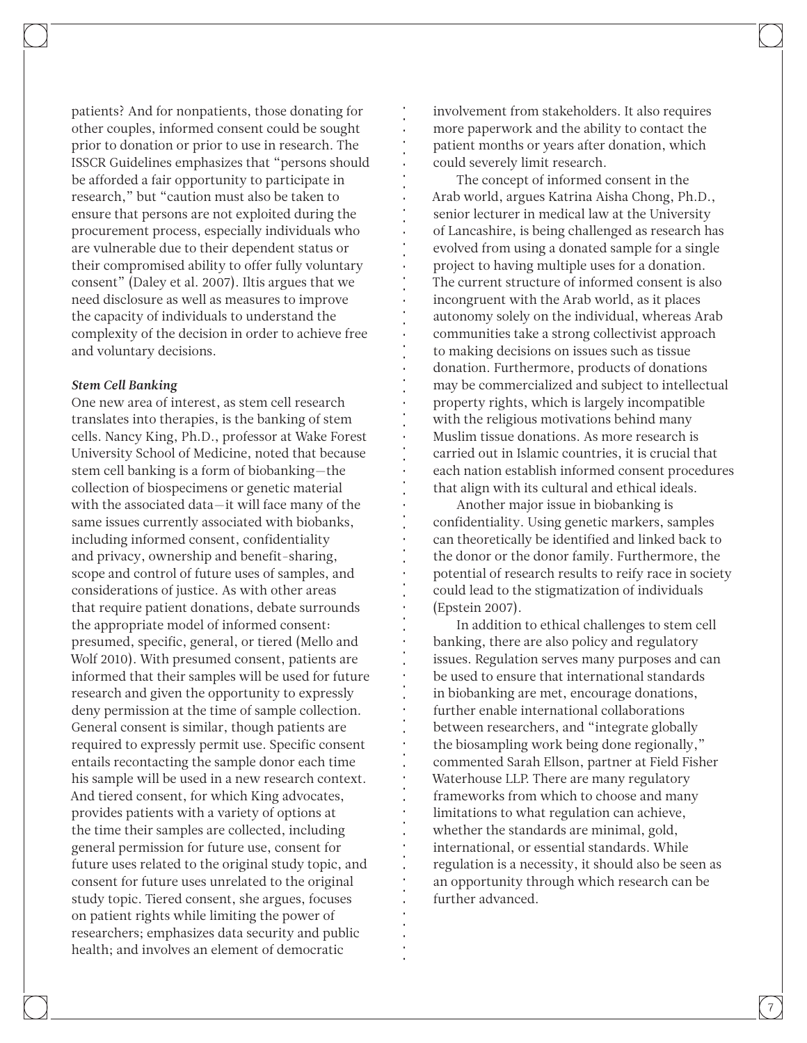patients? And for nonpatients, those donating for other couples, informed consent could be sought prior to donation or prior to use in research. The ISSCR Guidelines emphasizes that "persons should be afforded a fair opportunity to participate in research," but "caution must also be taken to ensure that persons are not exploited during the procurement process, especially individuals who are vulnerable due to their dependent status or their compromised ability to offer fully voluntary consent" (Daley et al. 2007). Iltis argues that we need disclosure as well as measures to improve the capacity of individuals to understand the complexity of the decision in order to achieve free and voluntary decisions.

***Stem Cell Banking***

One new area of interest, as stem cell research translates into therapies, is the banking of stem cells. Nancy King, Ph.D., professor at Wake Forest University School of Medicine, noted that because stem cell banking is a form of biobanking—the collection of biospecimens or genetic material with the associated data—it will face many of the same issues currently associated with biobanks, including informed consent, confidentiality and privacy, ownership and benefit-sharing, scope and control of future uses of samples, and considerations of justice. As with other areas that require patient donations, debate surrounds the appropriate model of informed consent: presumed, specific, general, or tiered (Mello and Wolf 2010). With presumed consent, patients are informed that their samples will be used for future research and given the opportunity to expressly deny permission at the time of sample collection. General consent is similar, though patients are required to expressly permit use. Specific consent entails recontacting the sample donor each time his sample will be used in a new research context. And tiered consent, for which King advocates, provides patients with a variety of options at the time their samples are collected, including general permission for future use, consent for future uses related to the original study topic, and consent for future uses unrelated to the original study topic. Tiered consent, she argues, focuses on patient rights while limiting the power of researchers; emphasizes data security and public health; and involves an element of democratic involvement from stakeholders. It also requires more paperwork and the ability to contact the patient months or years after donation, which could severely limit research.

The concept of informed consent in the Arab world, argues Katrina Aisha Chong, Ph.D., senior lecturer in medical law at the University of Lancashire, is being challenged as research has evolved from using a donated sample for a single project to having multiple uses for a donation. The current structure of informed consent is also incongruent with the Arab world, as it places autonomy solely on the individual, whereas Arab communities take a strong collectivist approach to making decisions on issues such as tissue donation. Furthermore, products of donations may be commercialized and subject to intellectual property rights, which is largely incompatible with the religious motivations behind many Muslim tissue donations. As more research is carried out in Islamic countries, it is crucial that each nation establish informed consent procedures that align with its cultural and ethical ideals.

Another major issue in biobanking is confidentiality. Using genetic markers, samples can theoretically be identified and linked back to the donor or the donor family. Furthermore, the potential of research results to reify race in society could lead to the stigmatization of individuals (Epstein 2007).

In addition to ethical challenges to stem cell banking, there are also policy and regulatory issues. Regulation serves many purposes and can be used to ensure that international standards in biobanking are met, encourage donations, further enable international collaborations between researchers, and "integrate globally the biosampling work being done regionally," commented Sarah Ellson, partner at Field Fisher Waterhouse LLP. There are many regulatory frameworks from which to choose and many limitations to what regulation can achieve, whether the standards are minimal, gold, international, or essential standards. While regulation is a necessity, it should also be seen as an opportunity through which research can be further advanced.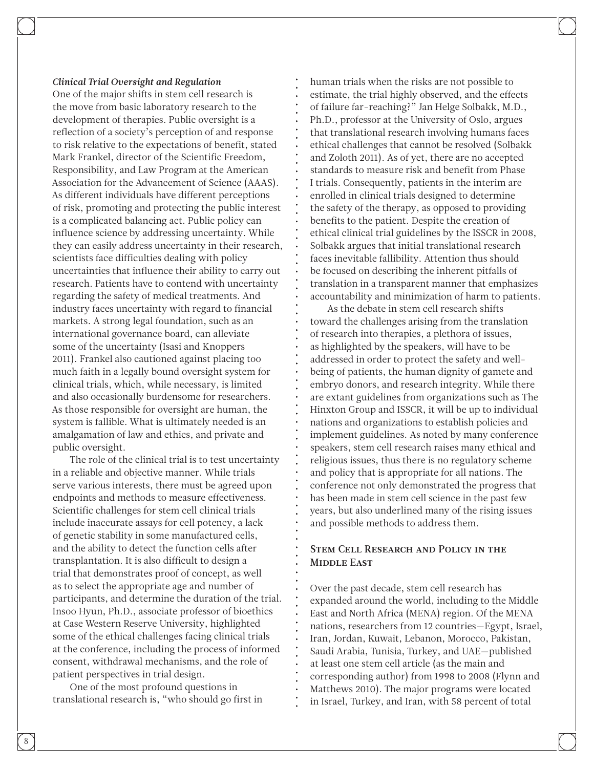*Clinical Trial Oversight and Regulation*

One of the major shifts in stem cell research is the move from basic laboratory research to the development of therapies. Public oversight is a reflection of a society's perception of and response to risk relative to the expectations of benefit, stated Mark Frankel, director of the Scientific Freedom, Responsibility, and Law Program at the American Association for the Advancement of Science (AAAS). As different individuals have different perceptions of risk, promoting and protecting the public interest is a complicated balancing act. Public policy can influence science by addressing uncertainty. While they can easily address uncertainty in their research, scientists face difficulties dealing with policy uncertainties that influence their ability to carry out research. Patients have to contend with uncertainty regarding the safety of medical treatments. And industry faces uncertainty with regard to financial markets. A strong legal foundation, such as an international governance board, can alleviate some of the uncertainty (Isasi and Knoppers 2011). Frankel also cautioned against placing too much faith in a legally bound oversight system for clinical trials, which, while necessary, is limited and also occasionally burdensome for researchers. As those responsible for oversight are human, the system is fallible. What is ultimately needed is an amalgamation of law and ethics, and private and public oversight.

The role of the clinical trial is to test uncertainty in a reliable and objective manner. While trials serve various interests, there must be agreed upon endpoints and methods to measure effectiveness. Scientific challenges for stem cell clinical trials include inaccurate assays for cell potency, a lack of genetic stability in some manufactured cells, and the ability to detect the function cells after transplantation. It is also difficult to design a trial that demonstrates proof of concept, as well as to select the appropriate age and number of participants, and determine the duration of the trial. Insoo Hyun, Ph.D., associate professor of bioethics at Case Western Reserve University, highlighted some of the ethical challenges facing clinical trials at the conference, including the process of informed consent, withdrawal mechanisms, and the role of patient perspectives in trial design.

One of the most profound questions in translational research is, "who should go first in human trials when the risks are not possible to estimate, the trial highly observed, and the effects of failure far-reaching?" Jan Helge Solbakk, M.D., Ph.D., professor at the University of Oslo, argues that translational research involving humans faces ethical challenges that cannot be resolved (Solbakk and Zoloth 2011). As of yet, there are no accepted standards to measure risk and benefit from Phase I trials. Consequently, patients in the interim are enrolled in clinical trials designed to determine the safety of the therapy, as opposed to providing benefits to the patient. Despite the creation of ethical clinical trial guidelines by the ISSCR in 2008, Solbakk argues that initial translational research faces inevitable fallibility. Attention thus should be focused on describing the inherent pitfalls of translation in a transparent manner that emphasizes accountability and minimization of harm to patients.

As the debate in stem cell research shifts toward the challenges arising from the translation of research into therapies, a plethora of issues, as highlighted by the speakers, will have to be addressed in order to protect the safety and well-being of patients, the human dignity of gamete and embryo donors, and research integrity. While there are extant guidelines from organizations such as The Hinxton Group and ISSCR, it will be up to individual nations and organizations to establish policies and implement guidelines. As noted by many conference speakers, stem cell research raises many ethical and religious issues, thus there is no regulatory scheme and policy that is appropriate for all nations. The conference not only demonstrated the progress that has been made in stem cell science in the past few years, but also underlined many of the rising issues and possible methods to address them.

## Stem Cell Research and Policy in the Middle East

Over the past decade, stem cell research has expanded around the world, including to the Middle East and North Africa (MENA) region. Of the MENA nations, researchers from 12 countries—Egypt, Israel, Iran, Jordan, Kuwait, Lebanon, Morocco, Pakistan, Saudi Arabia, Tunisia, Turkey, and UAE—published at least one stem cell article (as the main and corresponding author) from 1998 to 2008 (Flynn and Matthews 2010). The major programs were located in Israel, Turkey, and Iran, with 58 percent of total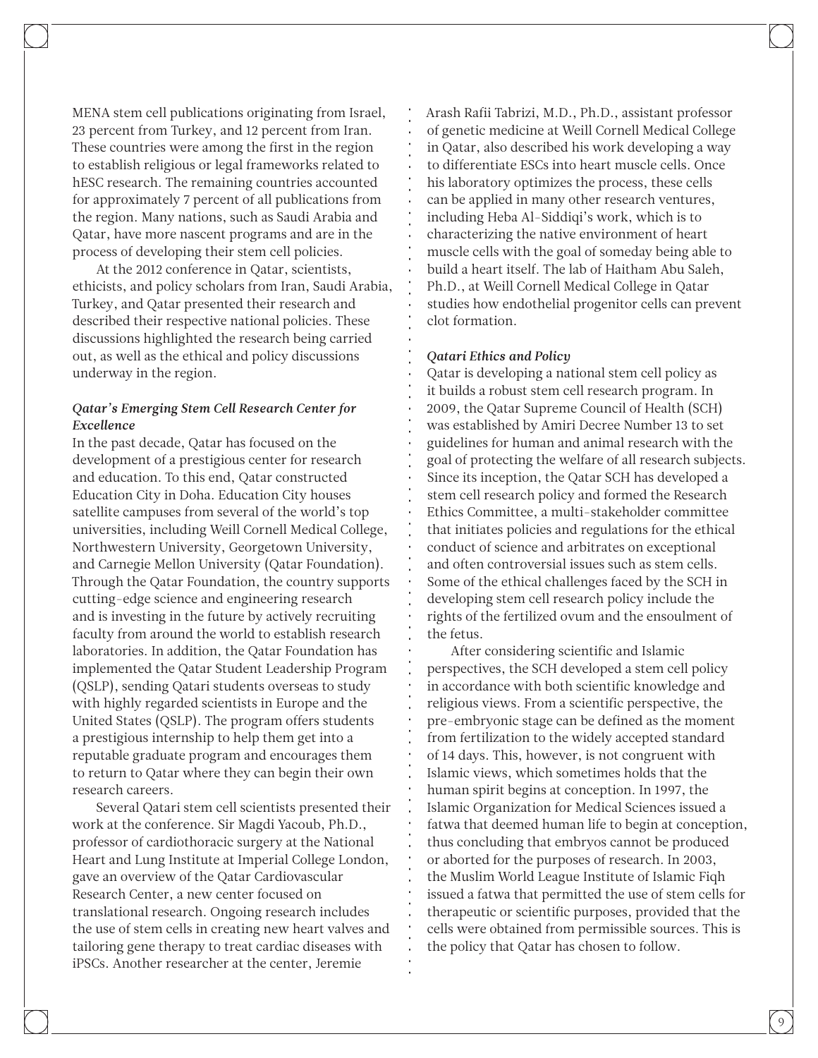MENA stem cell publications originating from Israel, 23 percent from Turkey, and 12 percent from Iran. These countries were among the first in the region to establish religious or legal frameworks related to hESC research. The remaining countries accounted for approximately 7 percent of all publications from the region. Many nations, such as Saudi Arabia and Qatar, have more nascent programs and are in the process of developing their stem cell policies.

At the 2012 conference in Qatar, scientists, ethicists, and policy scholars from Iran, Saudi Arabia, Turkey, and Qatar presented their research and described their respective national policies. These discussions highlighted the research being carried out, as well as the ethical and policy discussions underway in the region.

### *Qatar's Emerging Stem Cell Research Center for Excellence*

In the past decade, Qatar has focused on the development of a prestigious center for research and education. To this end, Qatar constructed Education City in Doha. Education City houses satellite campuses from several of the world's top universities, including Weill Cornell Medical College, Northwestern University, Georgetown University, and Carnegie Mellon University (Qatar Foundation). Through the Qatar Foundation, the country supports cutting-edge science and engineering research and is investing in the future by actively recruiting faculty from around the world to establish research laboratories. In addition, the Qatar Foundation has implemented the Qatar Student Leadership Program (QSLP), sending Qatari students overseas to study with highly regarded scientists in Europe and the United States (QSLP). The program offers students a prestigious internship to help them get into a reputable graduate program and encourages them to return to Qatar where they can begin their own research careers.

Several Qatari stem cell scientists presented their work at the conference. Sir Magdi Yacoub, Ph.D., professor of cardiothoracic surgery at the National Heart and Lung Institute at Imperial College London, gave an overview of the Qatar Cardiovascular Research Center, a new center focused on translational research. Ongoing research includes the use of stem cells in creating new heart valves and tailoring gene therapy to treat cardiac diseases with iPSCs. Another researcher at the center, Jeremie Arash Rafii Tabrizi, M.D., Ph.D., assistant professor of genetic medicine at Weill Cornell Medical College in Qatar, also described his work developing a way to differentiate ESCs into heart muscle cells. Once his laboratory optimizes the process, these cells can be applied in many other research ventures, including Heba Al-Siddiqi's work, which is to characterizing the native environment of heart muscle cells with the goal of someday being able to build a heart itself. The lab of Haitham Abu Saleh, Ph.D., at Weill Cornell Medical College in Qatar studies how endothelial progenitor cells can prevent clot formation.

### *Qatari Ethics and Policy*

Qatar is developing a national stem cell policy as it builds a robust stem cell research program. In 2009, the Qatar Supreme Council of Health (SCH) was established by Amiri Decree Number 13 to set guidelines for human and animal research with the goal of protecting the welfare of all research subjects. Since its inception, the Qatar SCH has developed a stem cell research policy and formed the Research Ethics Committee, a multi-stakeholder committee that initiates policies and regulations for the ethical conduct of science and arbitrates on exceptional and often controversial issues such as stem cells. Some of the ethical challenges faced by the SCH in developing stem cell research policy include the rights of the fertilized ovum and the ensoulment of the fetus.

After considering scientific and Islamic perspectives, the SCH developed a stem cell policy in accordance with both scientific knowledge and religious views. From a scientific perspective, the pre-embryonic stage can be defined as the moment from fertilization to the widely accepted standard of 14 days. This, however, is not congruent with Islamic views, which sometimes holds that the human spirit begins at conception. In 1997, the Islamic Organization for Medical Sciences issued a fatwa that deemed human life to begin at conception, thus concluding that embryos cannot be produced or aborted for the purposes of research. In 2003, the Muslim World League Institute of Islamic Fiqh issued a fatwa that permitted the use of stem cells for therapeutic or scientific purposes, provided that the cells were obtained from permissible sources. This is the policy that Qatar has chosen to follow.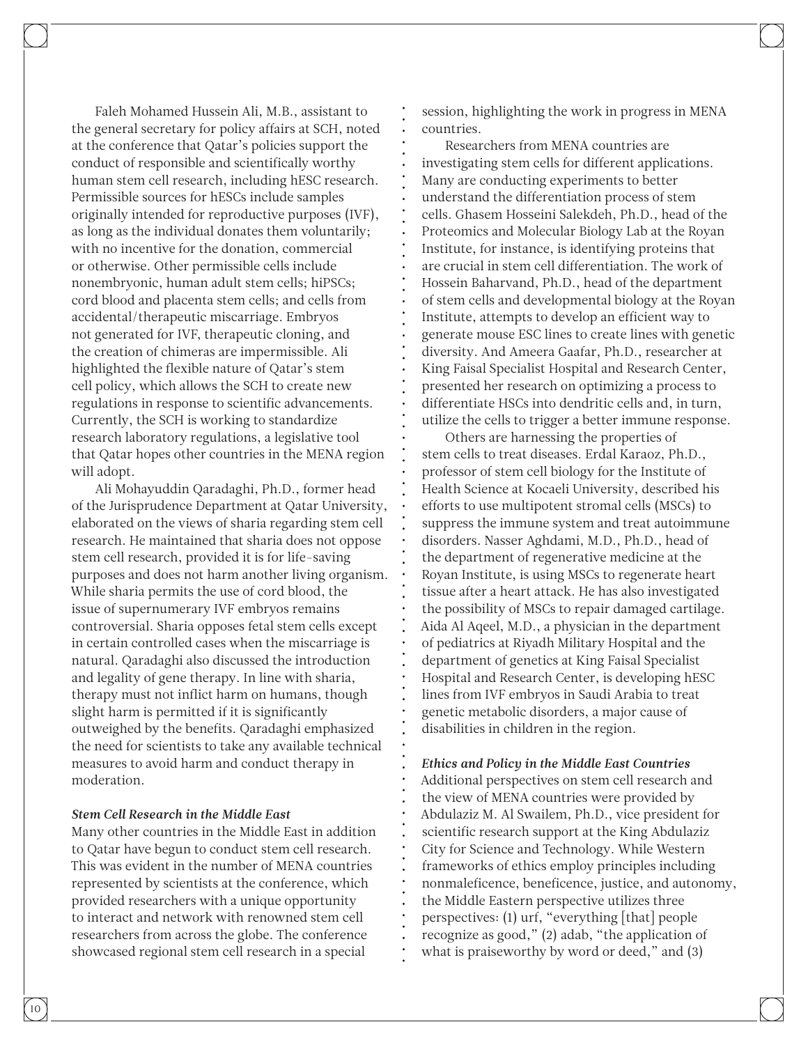Faleh Mohamed Hussein Ali, M.B., assistant to the general secretary for policy affairs at SCH, noted at the conference that Qatar's policies support the conduct of responsible and scientifically worthy human stem cell research, including hESC research. Permissible sources for hESCs include samples originally intended for reproductive purposes (IVF), as long as the individual donates them voluntarily; with no incentive for the donation, commercial or otherwise. Other permissible cells include nonembryonic, human adult stem cells; hiPSCs; cord blood and placenta stem cells; and cells from accidental/therapeutic miscarriage. Embryos not generated for IVF, therapeutic cloning, and the creation of chimeras are impermissible. Ali highlighted the flexible nature of Qatar's stem cell policy, which allows the SCH to create new regulations in response to scientific advancements. Currently, the SCH is working to standardize research laboratory regulations, a legislative tool that Qatar hopes other countries in the MENA region will adopt.

Ali Mohayuddin Qaradaghi, Ph.D., former head of the Jurisprudence Department at Qatar University, elaborated on the views of sharia regarding stem cell research. He maintained that sharia does not oppose stem cell research, provided it is for life-saving purposes and does not harm another living organism. While sharia permits the use of cord blood, the issue of supernumerary IVF embryos remains controversial. Sharia opposes fetal stem cells except in certain controlled cases when the miscarriage is natural. Qaradaghi also discussed the introduction and legality of gene therapy. In line with sharia, therapy must not inflict harm on humans, though slight harm is permitted if it is significantly outweighed by the benefits. Qaradaghi emphasized the need for scientists to take any available technical measures to avoid harm and conduct therapy in moderation.

### *Stem Cell Research in the Middle East*

Many other countries in the Middle East in addition to Qatar have begun to conduct stem cell research. This was evident in the number of MENA countries represented by scientists at the conference, which provided researchers with a unique opportunity to interact and network with renowned stem cell researchers from across the globe. The conference showcased regional stem cell research in a special session, highlighting the work in progress in MENA countries.

Researchers from MENA countries are investigating stem cells for different applications. Many are conducting experiments to better understand the differentiation process of stem cells. Ghasem Hosseini Salekdeh, Ph.D., head of the Proteomics and Molecular Biology Lab at the Royan Institute, for instance, is identifying proteins that are crucial in stem cell differentiation. The work of Hossein Baharvand, Ph.D., head of the department of stem cells and developmental biology at the Royan Institute, attempts to develop an efficient way to generate mouse ESC lines to create lines with genetic diversity. And Ameera Gaafar, Ph.D., researcher at King Faisal Specialist Hospital and Research Center, presented her research on optimizing a process to differentiate HSCs into dendritic cells and, in turn, utilize the cells to trigger a better immune response.

Others are harnessing the properties of stem cells to treat diseases. Erdal Karaoz, Ph.D., professor of stem cell biology for the Institute of Health Science at Kocaeli University, described his efforts to use multipotent stromal cells (MSCs) to suppress the immune system and treat autoimmune disorders. Nasser Aghdami, M.D., Ph.D., head of the department of regenerative medicine at the Royan Institute, is using MSCs to regenerate heart tissue after a heart attack. He has also investigated the possibility of MSCs to repair damaged cartilage. Aida Al Aqeel, M.D., a physician in the department of pediatrics at Riyadh Military Hospital and the department of genetics at King Faisal Specialist Hospital and Research Center, is developing hESC lines from IVF embryos in Saudi Arabia to treat genetic metabolic disorders, a major cause of disabilities in children in the region.

### *Ethics and Policy in the Middle East Countries*

Additional perspectives on stem cell research and the view of MENA countries were provided by Abdulaziz M. Al Swailem, Ph.D., vice president for scientific research support at the King Abdulaziz City for Science and Technology. While Western frameworks of ethics employ principles including nonmaleficence, beneficence, justice, and autonomy, the Middle Eastern perspective utilizes three perspectives: (1) urf, "everything [that] people recognize as good," (2) adab, "the application of what is praiseworthy by word or deed," and (3)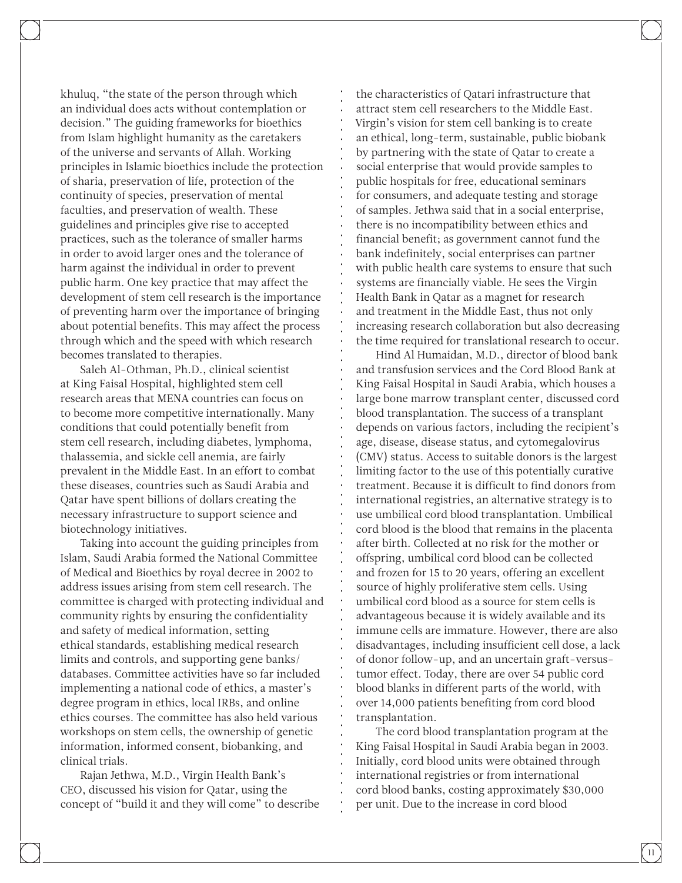khuluq, "the state of the person through which an individual does acts without contemplation or decision." The guiding frameworks for bioethics from Islam highlight humanity as the caretakers of the universe and servants of Allah. Working principles in Islamic bioethics include the protection of sharia, preservation of life, protection of the continuity of species, preservation of mental faculties, and preservation of wealth. These guidelines and principles give rise to accepted practices, such as the tolerance of smaller harms in order to avoid larger ones and the tolerance of harm against the individual in order to prevent public harm. One key practice that may affect the development of stem cell research is the importance of preventing harm over the importance of bringing about potential benefits. This may affect the process through which and the speed with which research becomes translated to therapies.

Saleh Al-Othman, Ph.D., clinical scientist at King Faisal Hospital, highlighted stem cell research areas that MENA countries can focus on to become more competitive internationally. Many conditions that could potentially benefit from stem cell research, including diabetes, lymphoma, thalassemia, and sickle cell anemia, are fairly prevalent in the Middle East. In an effort to combat these diseases, countries such as Saudi Arabia and Qatar have spent billions of dollars creating the necessary infrastructure to support science and biotechnology initiatives.

Taking into account the guiding principles from Islam, Saudi Arabia formed the National Committee of Medical and Bioethics by royal decree in 2002 to address issues arising from stem cell research. The committee is charged with protecting individual and community rights by ensuring the confidentiality and safety of medical information, setting ethical standards, establishing medical research limits and controls, and supporting gene banks/databases. Committee activities have so far included implementing a national code of ethics, a master's degree program in ethics, local IRBs, and online ethics courses. The committee has also held various workshops on stem cells, the ownership of genetic information, informed consent, biobanking, and clinical trials.

Rajan Jethwa, M.D., Virgin Health Bank's CEO, discussed his vision for Qatar, using the concept of "build it and they will come" to describe the characteristics of Qatari infrastructure that attract stem cell researchers to the Middle East. Virgin's vision for stem cell banking is to create an ethical, long-term, sustainable, public biobank by partnering with the state of Qatar to create a social enterprise that would provide samples to public hospitals for free, educational seminars for consumers, and adequate testing and storage of samples. Jethwa said that in a social enterprise, there is no incompatibility between ethics and financial benefit; as government cannot fund the bank indefinitely, social enterprises can partner with public health care systems to ensure that such systems are financially viable. He sees the Virgin Health Bank in Qatar as a magnet for research and treatment in the Middle East, thus not only increasing research collaboration but also decreasing the time required for translational research to occur.

Hind Al Humaidan, M.D., director of blood bank and transfusion services and the Cord Blood Bank at King Faisal Hospital in Saudi Arabia, which houses a large bone marrow transplant center, discussed cord blood transplantation. The success of a transplant depends on various factors, including the recipient's age, disease, disease status, and cytomegalovirus (CMV) status. Access to suitable donors is the largest limiting factor to the use of this potentially curative treatment. Because it is difficult to find donors from international registries, an alternative strategy is to use umbilical cord blood transplantation. Umbilical cord blood is the blood that remains in the placenta after birth. Collected at no risk for the mother or offspring, umbilical cord blood can be collected and frozen for 15 to 20 years, offering an excellent source of highly proliferative stem cells. Using umbilical cord blood as a source for stem cells is advantageous because it is widely available and its immune cells are immature. However, there are also disadvantages, including insufficient cell dose, a lack of donor follow-up, and an uncertain graft-versus-tumor effect. Today, there are over 54 public cord blood blanks in different parts of the world, with over 14,000 patients benefiting from cord blood transplantation.

The cord blood transplantation program at the King Faisal Hospital in Saudi Arabia began in 2003. Initially, cord blood units were obtained through international registries or from international cord blood banks, costing approximately $30,000 per unit. Due to the increase in cord blood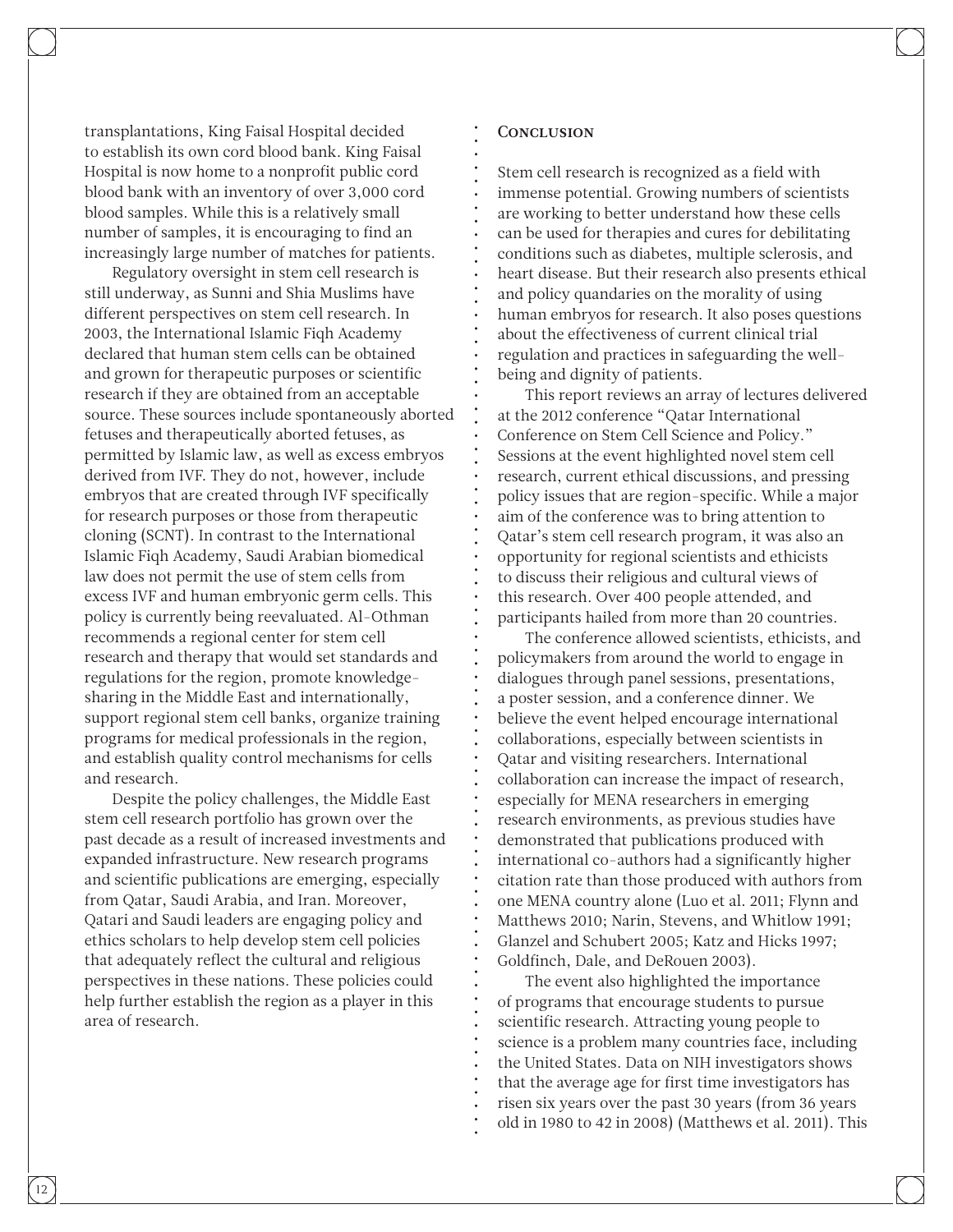transplantations, King Faisal Hospital decided to establish its own cord blood bank. King Faisal Hospital is now home to a nonprofit public cord blood bank with an inventory of over 3,000 cord blood samples. While this is a relatively small number of samples, it is encouraging to find an increasingly large number of matches for patients.

Regulatory oversight in stem cell research is still underway, as Sunni and Shia Muslims have different perspectives on stem cell research. In 2003, the International Islamic Fiqh Academy declared that human stem cells can be obtained and grown for therapeutic purposes or scientific research if they are obtained from an acceptable source. These sources include spontaneously aborted fetuses and therapeutically aborted fetuses, as permitted by Islamic law, as well as excess embryos derived from IVF. They do not, however, include embryos that are created through IVF specifically for research purposes or those from therapeutic cloning (SCNT). In contrast to the International Islamic Fiqh Academy, Saudi Arabian biomedical law does not permit the use of stem cells from excess IVF and human embryonic germ cells. This policy is currently being reevaluated. Al-Othman recommends a regional center for stem cell research and therapy that would set standards and regulations for the region, promote knowledge-sharing in the Middle East and internationally, support regional stem cell banks, organize training programs for medical professionals in the region, and establish quality control mechanisms for cells and research.

Despite the policy challenges, the Middle East stem cell research portfolio has grown over the past decade as a result of increased investments and expanded infrastructure. New research programs and scientific publications are emerging, especially from Qatar, Saudi Arabia, and Iran. Moreover, Qatari and Saudi leaders are engaging policy and ethics scholars to help develop stem cell policies that adequately reflect the cultural and religious perspectives in these nations. These policies could help further establish the region as a player in this area of research.

## Conclusion

Stem cell research is recognized as a field with immense potential. Growing numbers of scientists are working to better understand how these cells can be used for therapies and cures for debilitating conditions such as diabetes, multiple sclerosis, and heart disease. But their research also presents ethical and policy quandaries on the morality of using human embryos for research. It also poses questions about the effectiveness of current clinical trial regulation and practices in safeguarding the well-being and dignity of patients.

This report reviews an array of lectures delivered at the 2012 conference "Qatar International Conference on Stem Cell Science and Policy." Sessions at the event highlighted novel stem cell research, current ethical discussions, and pressing policy issues that are region-specific. While a major aim of the conference was to bring attention to Qatar's stem cell research program, it was also an opportunity for regional scientists and ethicists to discuss their religious and cultural views of this research. Over 400 people attended, and participants hailed from more than 20 countries.

The conference allowed scientists, ethicists, and policymakers from around the world to engage in dialogues through panel sessions, presentations, a poster session, and a conference dinner. We believe the event helped encourage international collaborations, especially between scientists in Qatar and visiting researchers. International collaboration can increase the impact of research, especially for MENA researchers in emerging research environments, as previous studies have demonstrated that publications produced with international co-authors had a significantly higher citation rate than those produced with authors from one MENA country alone (Luo et al. 2011; Flynn and Matthews 2010; Narin, Stevens, and Whitlow 1991; Glanzel and Schubert 2005; Katz and Hicks 1997; Goldfinch, Dale, and DeRouen 2003).

The event also highlighted the importance of programs that encourage students to pursue scientific research. Attracting young people to science is a problem many countries face, including the United States. Data on NIH investigators shows that the average age for first time investigators has risen six years over the past 30 years (from 36 years old in 1980 to 42 in 2008) (Matthews et al. 2011). This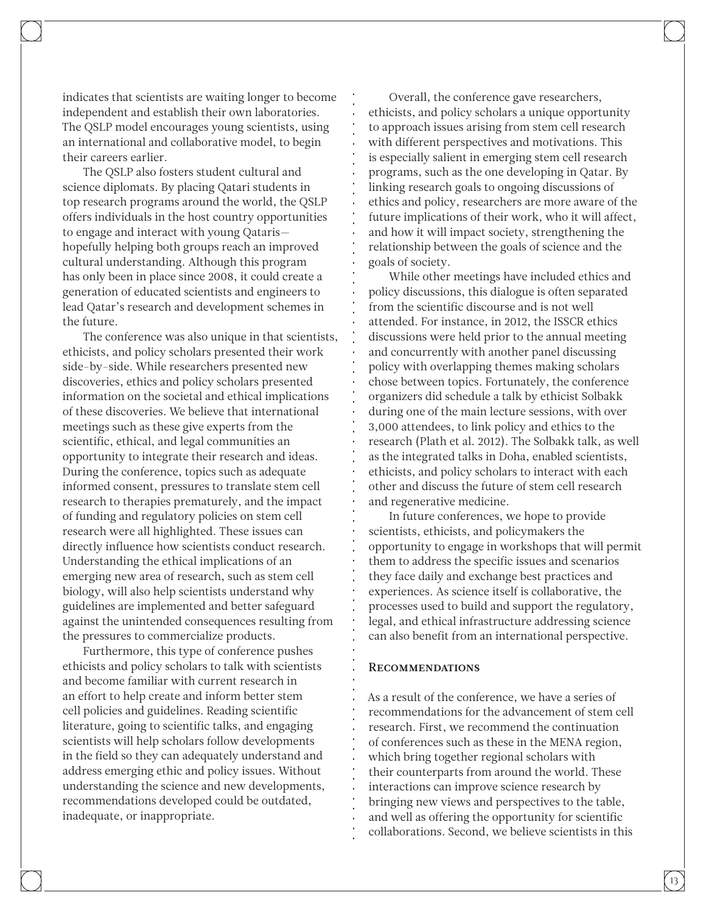indicates that scientists are waiting longer to become independent and establish their own laboratories. The QSLP model encourages young scientists, using an international and collaborative model, to begin their careers earlier.

The QSLP also fosters student cultural and science diplomats. By placing Qatari students in top research programs around the world, the QSLP offers individuals in the host country opportunities to engage and interact with young Qataris—hopefully helping both groups reach an improved cultural understanding. Although this program has only been in place since 2008, it could create a generation of educated scientists and engineers to lead Qatar's research and development schemes in the future.

The conference was also unique in that scientists, ethicists, and policy scholars presented their work side-by-side. While researchers presented new discoveries, ethics and policy scholars presented information on the societal and ethical implications of these discoveries. We believe that international meetings such as these give experts from the scientific, ethical, and legal communities an opportunity to integrate their research and ideas. During the conference, topics such as adequate informed consent, pressures to translate stem cell research to therapies prematurely, and the impact of funding and regulatory policies on stem cell research were all highlighted. These issues can directly influence how scientists conduct research. Understanding the ethical implications of an emerging new area of research, such as stem cell biology, will also help scientists understand why guidelines are implemented and better safeguard against the unintended consequences resulting from the pressures to commercialize products.

Furthermore, this type of conference pushes ethicists and policy scholars to talk with scientists and become familiar with current research in an effort to help create and inform better stem cell policies and guidelines. Reading scientific literature, going to scientific talks, and engaging scientists will help scholars follow developments in the field so they can adequately understand and address emerging ethic and policy issues. Without understanding the science and new developments, recommendations developed could be outdated, inadequate, or inappropriate.

Overall, the conference gave researchers, ethicists, and policy scholars a unique opportunity to approach issues arising from stem cell research with different perspectives and motivations. This is especially salient in emerging stem cell research programs, such as the one developing in Qatar. By linking research goals to ongoing discussions of ethics and policy, researchers are more aware of the future implications of their work, who it will affect, and how it will impact society, strengthening the relationship between the goals of science and the goals of society.

While other meetings have included ethics and policy discussions, this dialogue is often separated from the scientific discourse and is not well attended. For instance, in 2012, the ISSCR ethics discussions were held prior to the annual meeting and concurrently with another panel discussing policy with overlapping themes making scholars chose between topics. Fortunately, the conference organizers did schedule a talk by ethicist Solbakk during one of the main lecture sessions, with over 3,000 attendees, to link policy and ethics to the research (Plath et al. 2012). The Solbakk talk, as well as the integrated talks in Doha, enabled scientists, ethicists, and policy scholars to interact with each other and discuss the future of stem cell research and regenerative medicine.

In future conferences, we hope to provide scientists, ethicists, and policymakers the opportunity to engage in workshops that will permit them to address the specific issues and scenarios they face daily and exchange best practices and experiences. As science itself is collaborative, the processes used to build and support the regulatory, legal, and ethical infrastructure addressing science can also benefit from an international perspective.

## Recommendations

As a result of the conference, we have a series of recommendations for the advancement of stem cell research. First, we recommend the continuation of conferences such as these in the MENA region, which bring together regional scholars with their counterparts from around the world. These interactions can improve science research by bringing new views and perspectives to the table, and well as offering the opportunity for scientific collaborations. Second, we believe scientists in this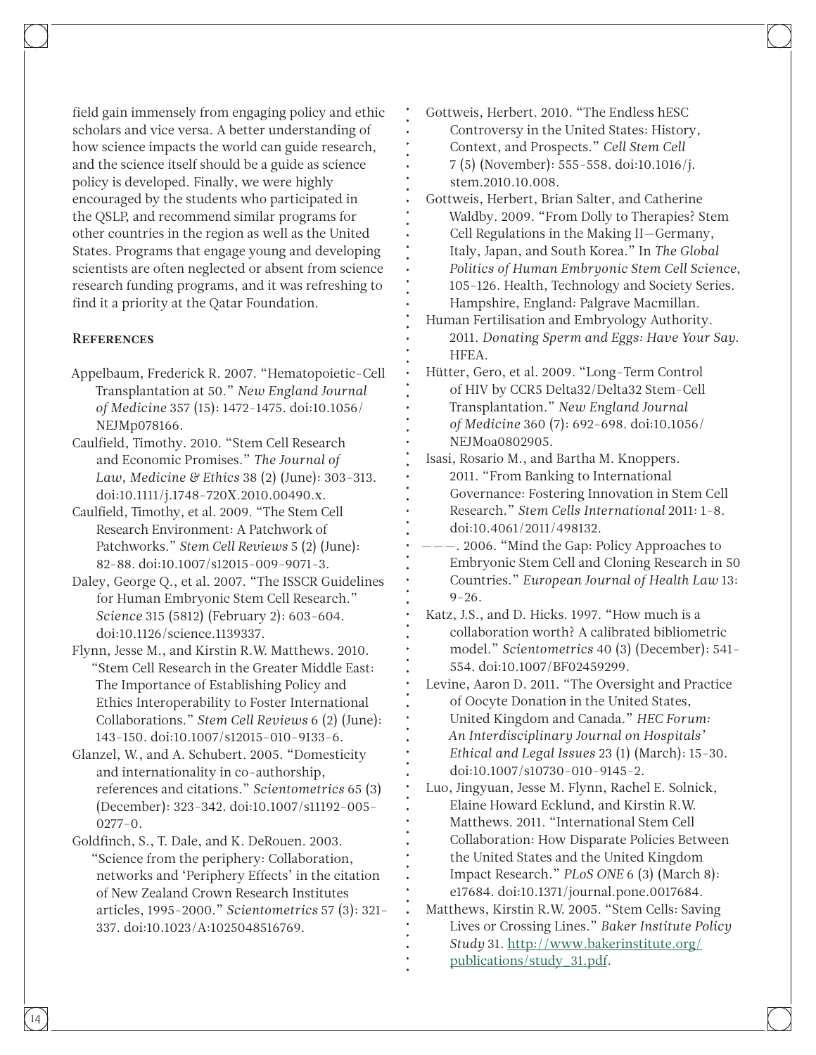field gain immensely from engaging policy and ethic scholars and vice versa. A better understanding of how science impacts the world can guide research, and the science itself should be a guide as science policy is developed. Finally, we were highly encouraged by the students who participated in the QSLP, and recommend similar programs for other countries in the region as well as the United States. Programs that engage young and developing scientists are often neglected or absent from science research funding programs, and it was refreshing to find it a priority at the Qatar Foundation.

## References

Appelbaum, Frederick R. 2007. "Hematopoietic-Cell Transplantation at 50." *New England Journal of Medicine* 357 (15): 1472–1475. doi:10.1056/NEJMp078166.

Caulfield, Timothy. 2010. "Stem Cell Research and Economic Promises." *The Journal of Law, Medicine & Ethics* 38 (2) (June): 303–313. doi:10.1111/j.1748-720X.2010.00490.x.

Caulfield, Timothy, et al. 2009. "The Stem Cell Research Environment: A Patchwork of Patchworks." *Stem Cell Reviews* 5 (2) (June): 82–88. doi:10.1007/s12015-009-9071-3.

Daley, George Q., et al. 2007. "The ISSCR Guidelines for Human Embryonic Stem Cell Research." *Science* 315 (5812) (February 2): 603–604. doi:10.1126/science.1139337.

Flynn, Jesse M., and Kirstin R.W. Matthews. 2010. "Stem Cell Research in the Greater Middle East: The Importance of Establishing Policy and Ethics Interoperability to Foster International Collaborations." *Stem Cell Reviews* 6 (2) (June): 143–150. doi:10.1007/s12015-010-9133-6.

Glanzel, W., and A. Schubert. 2005. "Domesticity and internationality in co-authorship, references and citations." *Scientometrics* 65 (3) (December): 323–342. doi:10.1007/s11192-005-0277-0.

Goldfinch, S., T. Dale, and K. DeRouen. 2003. "Science from the periphery: Collaboration, networks and 'Periphery Effects' in the citation of New Zealand Crown Research Institutes articles, 1995–2000." *Scientometrics* 57 (3): 321–337. doi:10.1023/A:1025048516769.

Gottweis, Herbert. 2010. "The Endless hESC Controversy in the United States: History, Context, and Prospects." *Cell Stem Cell* 7 (5) (November): 555–558. doi:10.1016/j.stem.2010.10.008.

Gottweis, Herbert, Brian Salter, and Catherine Waldby. 2009. "From Dolly to Therapies? Stem Cell Regulations in the Making II—Germany, Italy, Japan, and South Korea." In *The Global Politics of Human Embryonic Stem Cell Science*, 105–126. Health, Technology and Society Series. Hampshire, England: Palgrave Macmillan.

Human Fertilisation and Embryology Authority. 2011. *Donating Sperm and Eggs: Have Your Say.* HFEA.

Hütter, Gero, et al. 2009. "Long-Term Control of HIV by CCR5 Delta32/Delta32 Stem-Cell Transplantation." *New England Journal of Medicine* 360 (7): 692–698. doi:10.1056/NEJMoa0802905.

Isasi, Rosario M., and Bartha M. Knoppers. 2011. "From Banking to International Governance: Fostering Innovation in Stem Cell Research." *Stem Cells International* 2011: 1–8. doi:10.4061/2011/498132.

———. 2006. "Mind the Gap: Policy Approaches to Embryonic Stem Cell and Cloning Research in 50 Countries." *European Journal of Health Law* 13: 9–26.

Katz, J.S., and D. Hicks. 1997. "How much is a collaboration worth? A calibrated bibliometric model." *Scientometrics* 40 (3) (December): 541–554. doi:10.1007/BF02459299.

Levine, Aaron D. 2011. "The Oversight and Practice of Oocyte Donation in the United States, United Kingdom and Canada." *HEC Forum: An Interdisciplinary Journal on Hospitals' Ethical and Legal Issues* 23 (1) (March): 15–30. doi:10.1007/s10730-010-9145-2.

Luo, Jingyuan, Jesse M. Flynn, Rachel E. Solnick, Elaine Howard Ecklund, and Kirstin R.W. Matthews. 2011. "International Stem Cell Collaboration: How Disparate Policies Between the United States and the United Kingdom Impact Research." *PLoS ONE* 6 (3) (March 8): e17684. doi:10.1371/journal.pone.0017684.

Matthews, Kirstin R.W. 2005. "Stem Cells: Saving Lives or Crossing Lines." *Baker Institute Policy Study* 31. http://www.bakerinstitute.org/publications/study_31.pdf.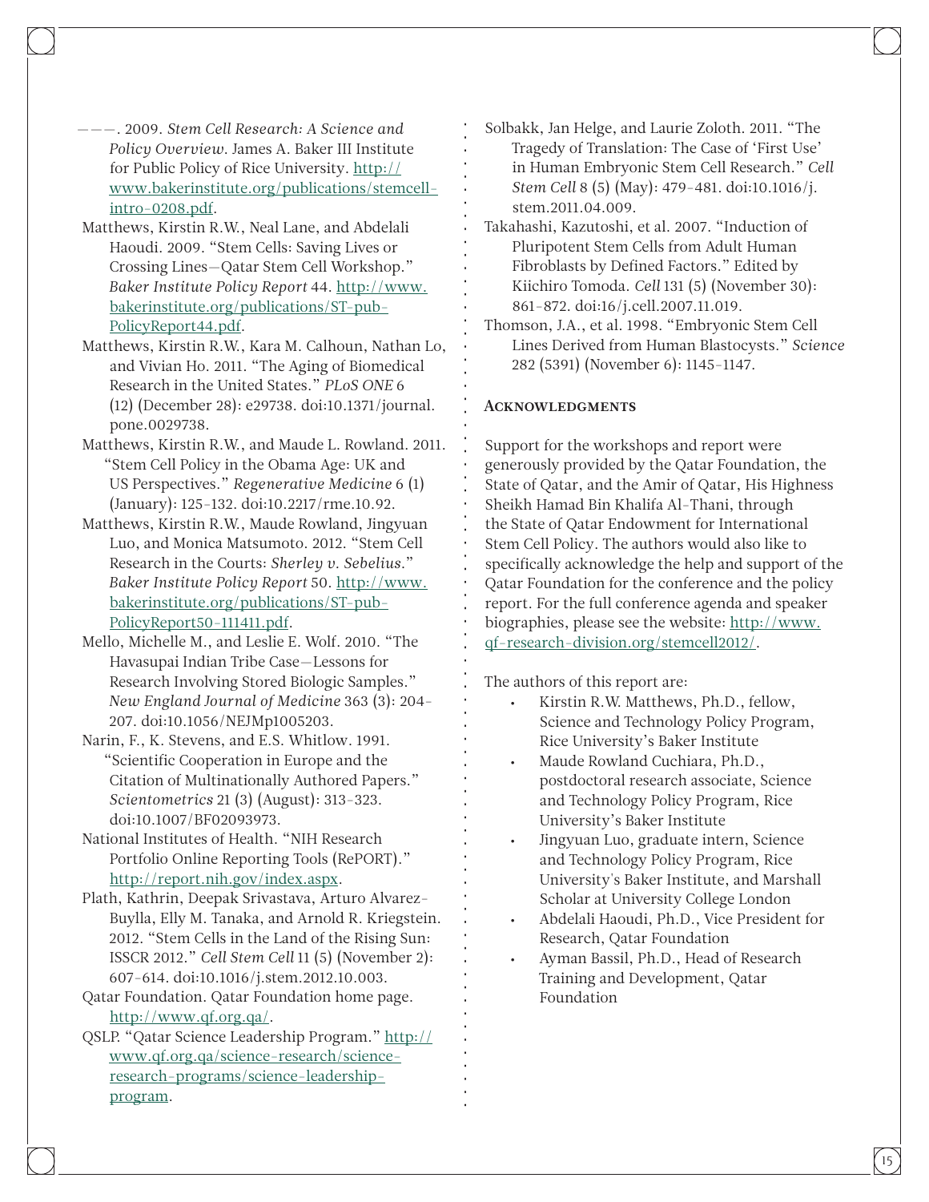———. 2009. *Stem Cell Research: A Science and Policy Overview*. James A. Baker III Institute for Public Policy of Rice University. http://www.bakerinstitute.org/publications/stemcell-intro-0208.pdf.

Matthews, Kirstin R.W., Neal Lane, and Abdelali Haoudi. 2009. "Stem Cells: Saving Lives or Crossing Lines—Qatar Stem Cell Workshop." *Baker Institute Policy Report* 44. http://www.bakerinstitute.org/publications/ST-pub-PolicyReport44.pdf.

Matthews, Kirstin R.W., Kara M. Calhoun, Nathan Lo, and Vivian Ho. 2011. "The Aging of Biomedical Research in the United States." *PLoS ONE* 6 (12) (December 28): e29738. doi:10.1371/journal.pone.0029738.

Matthews, Kirstin R.W., and Maude L. Rowland. 2011. "Stem Cell Policy in the Obama Age: UK and US Perspectives." *Regenerative Medicine* 6 (1) (January): 125–132. doi:10.2217/rme.10.92.

Matthews, Kirstin R.W., Maude Rowland, Jingyuan Luo, and Monica Matsumoto. 2012. "Stem Cell Research in the Courts: *Sherley v. Sebelius*." *Baker Institute Policy Report* 50. http://www.bakerinstitute.org/publications/ST-pub-PolicyReport50-111411.pdf.

Mello, Michelle M., and Leslie E. Wolf. 2010. "The Havasupai Indian Tribe Case—Lessons for Research Involving Stored Biologic Samples." *New England Journal of Medicine* 363 (3): 204–207. doi:10.1056/NEJMp1005203.

Narin, F., K. Stevens, and E.S. Whitlow. 1991. "Scientific Cooperation in Europe and the Citation of Multinationally Authored Papers." *Scientometrics* 21 (3) (August): 313–323. doi:10.1007/BF02093973.

National Institutes of Health. "NIH Research Portfolio Online Reporting Tools (RePORT)." http://report.nih.gov/index.aspx.

Plath, Kathrin, Deepak Srivastava, Arturo Alvarez-Buylla, Elly M. Tanaka, and Arnold R. Kriegstein. 2012. "Stem Cells in the Land of the Rising Sun: ISSCR 2012." *Cell Stem Cell* 11 (5) (November 2): 607–614. doi:10.1016/j.stem.2012.10.003.

Qatar Foundation. Qatar Foundation home page. http://www.qf.org.qa/.

QSLP. "Qatar Science Leadership Program." http://www.qf.org.qa/science-research/science-research-programs/science-leadership-program.

Solbakk, Jan Helge, and Laurie Zoloth. 2011. "The Tragedy of Translation: The Case of 'First Use' in Human Embryonic Stem Cell Research." *Cell Stem Cell* 8 (5) (May): 479–481. doi:10.1016/j.stem.2011.04.009.

Takahashi, Kazutoshi, et al. 2007. "Induction of Pluripotent Stem Cells from Adult Human Fibroblasts by Defined Factors." Edited by Kiichiro Tomoda. *Cell* 131 (5) (November 30): 861–872. doi:16/j.cell.2007.11.019.

Thomson, J.A., et al. 1998. "Embryonic Stem Cell Lines Derived from Human Blastocysts." *Science* 282 (5391) (November 6): 1145–1147.

## Acknowledgments

Support for the workshops and report were generously provided by the Qatar Foundation, the State of Qatar, and the Amir of Qatar, His Highness Sheikh Hamad Bin Khalifa Al-Thani, through the State of Qatar Endowment for International Stem Cell Policy. The authors would also like to specifically acknowledge the help and support of the Qatar Foundation for the conference and the policy report. For the full conference agenda and speaker biographies, please see the website: http://www.qf-research-division.org/stemcell2012/.

The authors of this report are:

- Kirstin R.W. Matthews, Ph.D., fellow, Science and Technology Policy Program, Rice University's Baker Institute
- Maude Rowland Cuchiara, Ph.D., postdoctoral research associate, Science and Technology Policy Program, Rice University's Baker Institute
- Jingyuan Luo, graduate intern, Science and Technology Policy Program, Rice University's Baker Institute, and Marshall Scholar at University College London
- Abdelali Haoudi, Ph.D., Vice President for Research, Qatar Foundation
- Ayman Bassil, Ph.D., Head of Research Training and Development, Qatar Foundation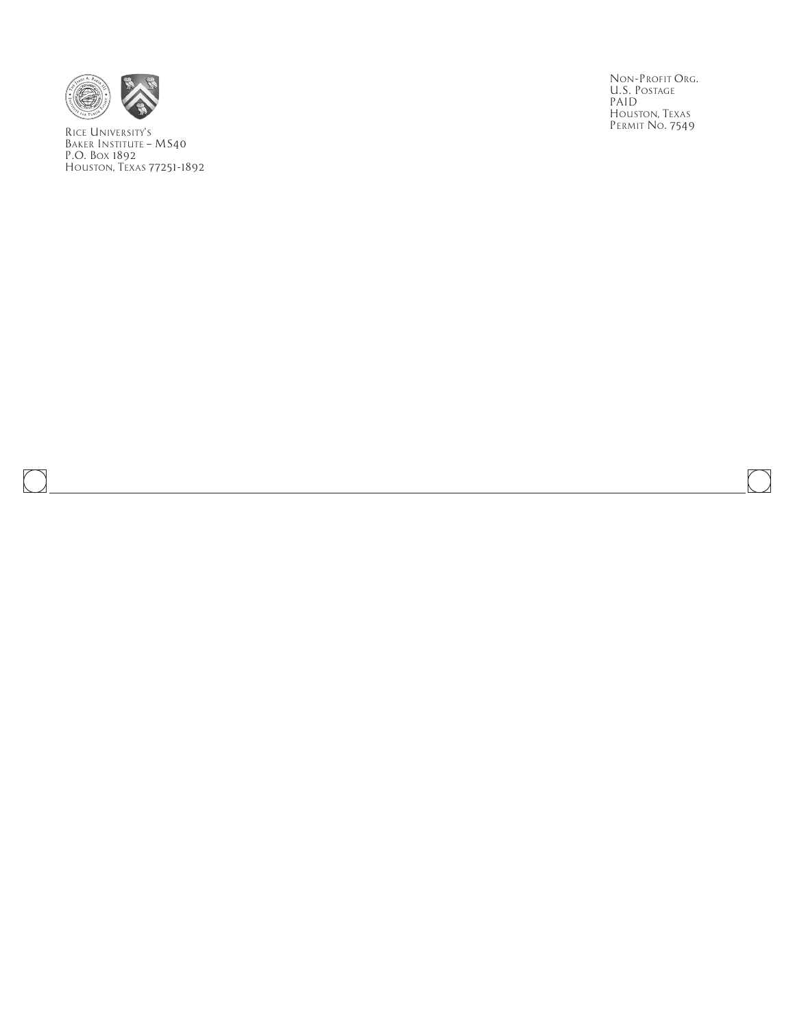Rice University's
Baker Institute – MS40
P.O. Box 1892
Houston, Texas 77251-1892

Non-Profit Org.
U.S. Postage
PAID
Houston, Texas
Permit No. 7549